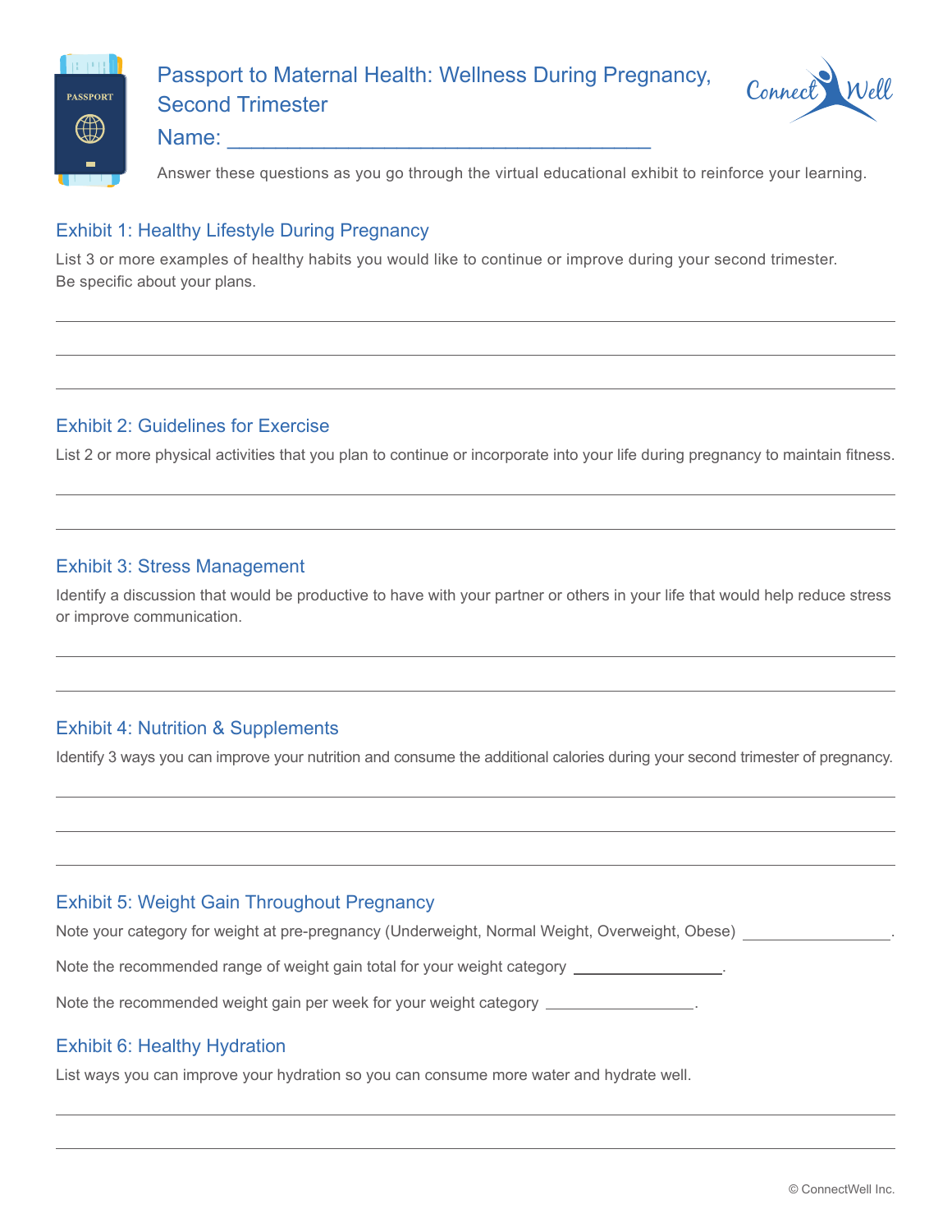# Passport to Maternal Health: Wellness During Pregnancy, Second Trimester

Name: ___________________________________

Answer these questions as you go through the virtual educational exhibit to reinforce your learning.

## Exhibit 1: Healthy Lifestyle During Pregnancy

List 3 or more examples of healthy habits you would like to continue or improve during your second trimester. Be specific about your plans.

---

---

---

## Exhibit 2: Guidelines for Exercise

List 2 or more physical activities that you plan to continue or incorporate into your life during pregnancy to maintain fitness.

---

---

## Exhibit 3: Stress Management

Identify a discussion that would be productive to have with your partner or others in your life that would help reduce stress or improve communication.

---

---

## Exhibit 4: Nutrition & Supplements

Identify 3 ways you can improve your nutrition and consume the additional calories during your second trimester of pregnancy.

---

---

---

## Exhibit 5: Weight Gain Throughout Pregnancy

Note your category for weight at pre-pregnancy (Underweight, Normal Weight, Overweight, Obese) _________________.

Note the recommended range of weight gain total for your weight category _________________.

Note the recommended weight gain per week for your weight category _________________.

## Exhibit 6: Healthy Hydration

List ways you can improve your hydration so you can consume more water and hydrate well.

---

---

© ConnectWell Inc.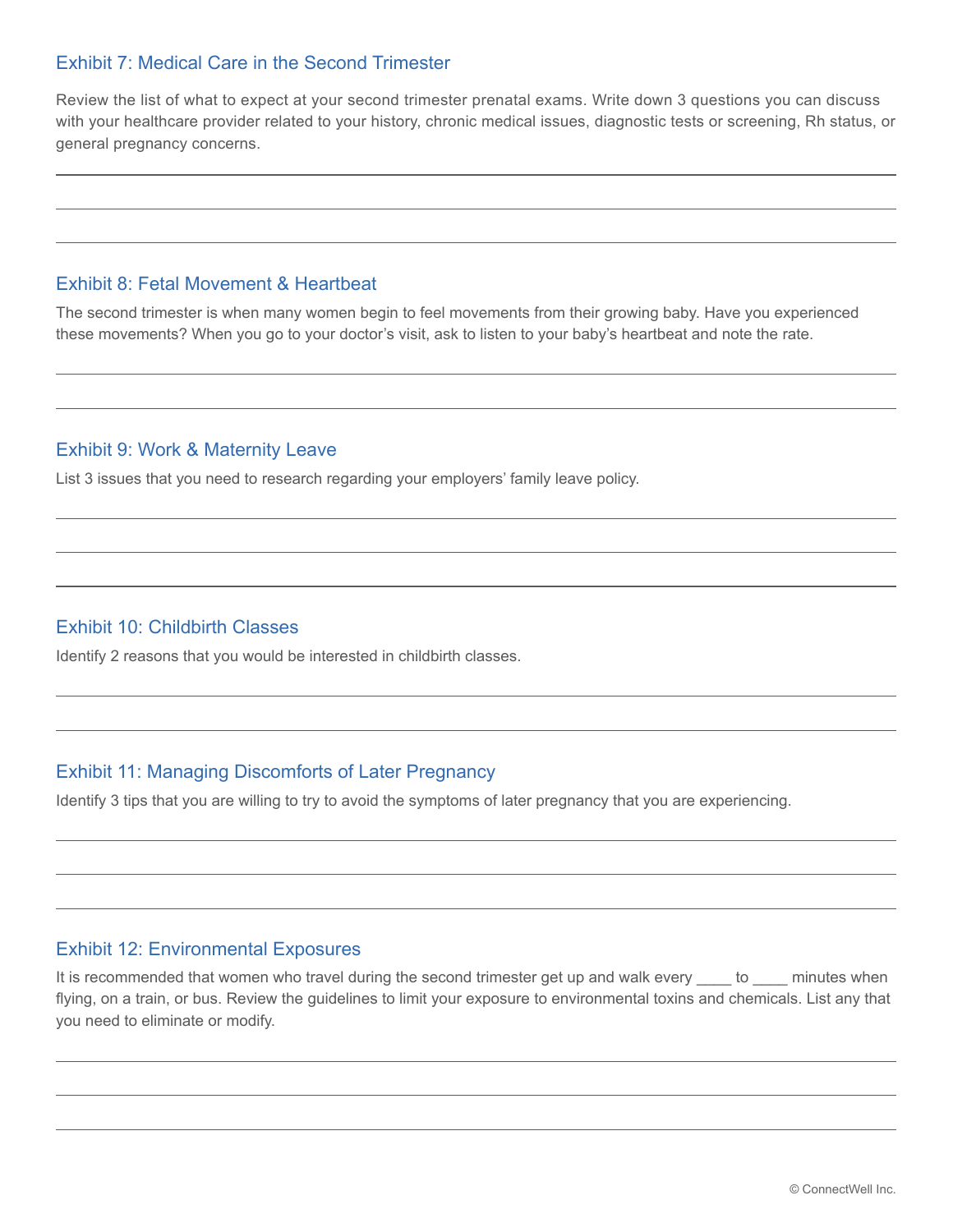## Exhibit 7: Medical Care in the Second Trimester

Review the list of what to expect at your second trimester prenatal exams. Write down 3 questions you can discuss with your healthcare provider related to your history, chronic medical issues, diagnostic tests or screening, Rh status, or general pregnancy concerns.

## Exhibit 8: Fetal Movement & Heartbeat

The second trimester is when many women begin to feel movements from their growing baby. Have you experienced these movements? When you go to your doctor's visit, ask to listen to your baby's heartbeat and note the rate.

## Exhibit 9: Work & Maternity Leave

List 3 issues that you need to research regarding your employers' family leave policy.

## Exhibit 10: Childbirth Classes

Identify 2 reasons that you would be interested in childbirth classes.

## Exhibit 11: Managing Discomforts of Later Pregnancy

Identify 3 tips that you are willing to try to avoid the symptoms of later pregnancy that you are experiencing.

## Exhibit 12: Environmental Exposures

It is recommended that women who travel during the second trimester get up and walk every ____ to ____ minutes when flying, on a train, or bus. Review the guidelines to limit your exposure to environmental toxins and chemicals. List any that you need to eliminate or modify.

© ConnectWell Inc.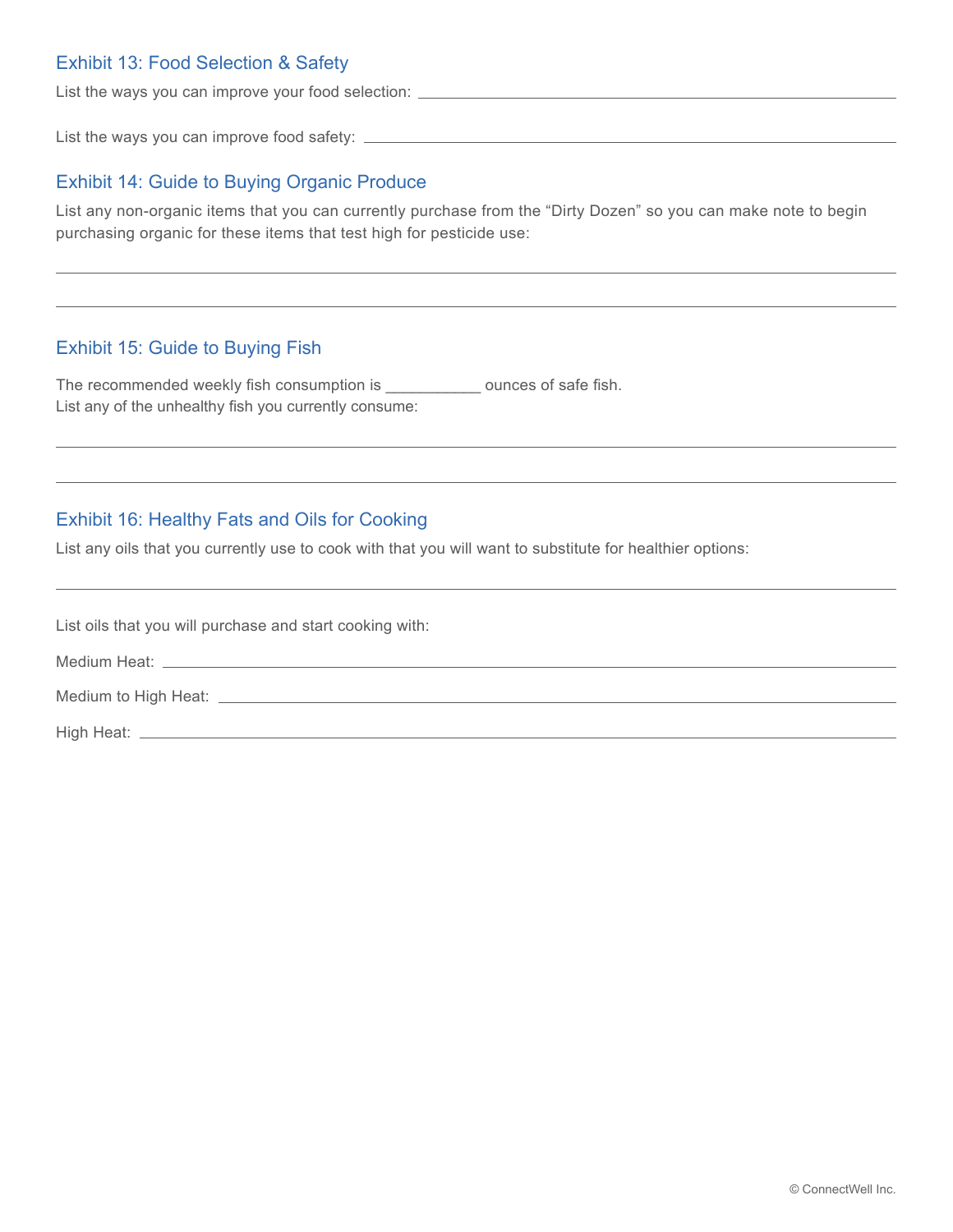## Exhibit 13: Food Selection & Safety

List the ways you can improve your food selection: ____________________

List the ways you can improve food safety: ____________________

## Exhibit 14: Guide to Buying Organic Produce

List any non-organic items that you can currently purchase from the "Dirty Dozen" so you can make note to begin purchasing organic for these items that test high for pesticide use:

____________________

____________________

## Exhibit 15: Guide to Buying Fish

The recommended weekly fish consumption is ___________ ounces of safe fish.
List any of the unhealthy fish you currently consume:

____________________

____________________

## Exhibit 16: Healthy Fats and Oils for Cooking

List any oils that you currently use to cook with that you will want to substitute for healthier options:

____________________

List oils that you will purchase and start cooking with:

Medium Heat: ____________________

Medium to High Heat: ____________________

High Heat: ____________________

© ConnectWell Inc.